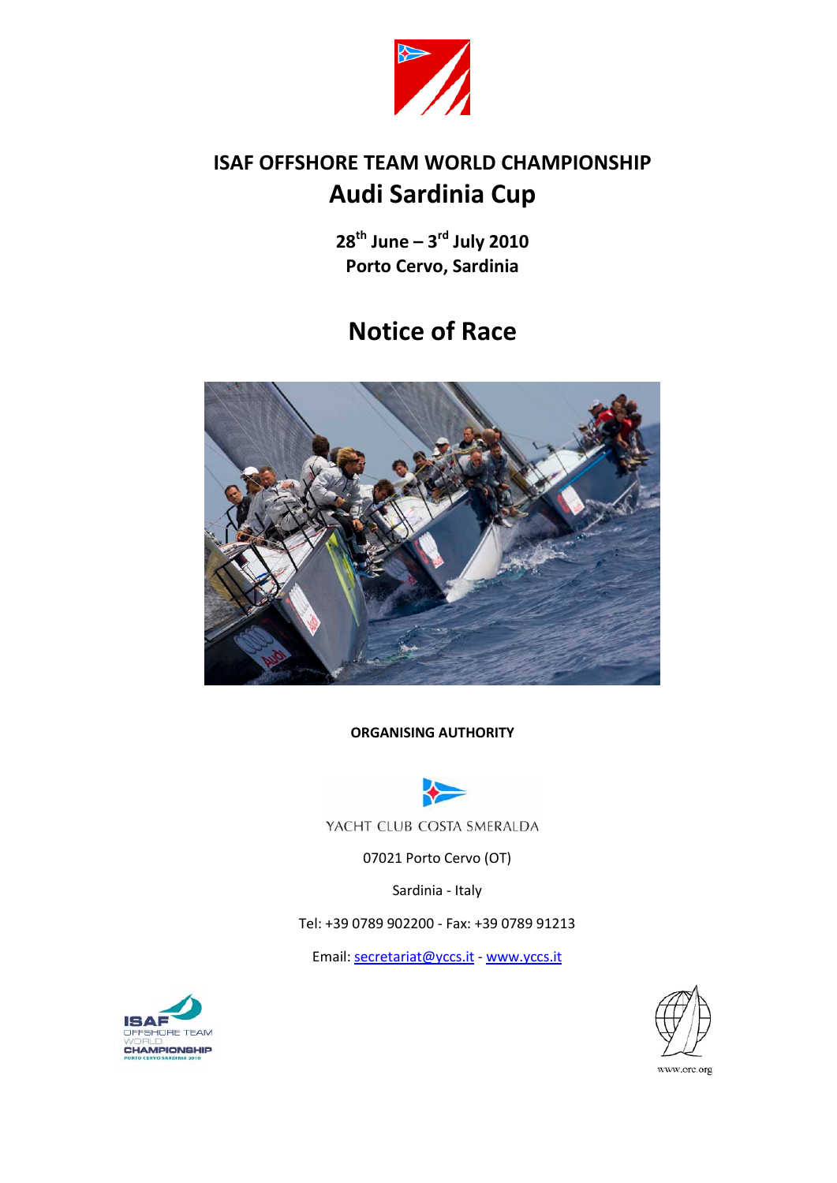# ISAF OFFSHORE TEAM WORLD CHAMPIONSHIP

# Audi Sardinia Cup

**28th June – 3rd July 2010**
**Porto Cervo, Sardinia**

# Notice of Race

**ORGANISING AUTHORITY**

YACHT CLUB COSTA SMERALDA

07021 Porto Cervo (OT)

Sardinia - Italy

Tel: +39 0789 902200 - Fax: +39 0789 91213

Email: secretariat@yccs.it - www.yccs.it

ISAF OFFSHORE TEAM WORLD CHAMPIONSHIP PORTO CERVO SARDINIA 2010

www.orc.org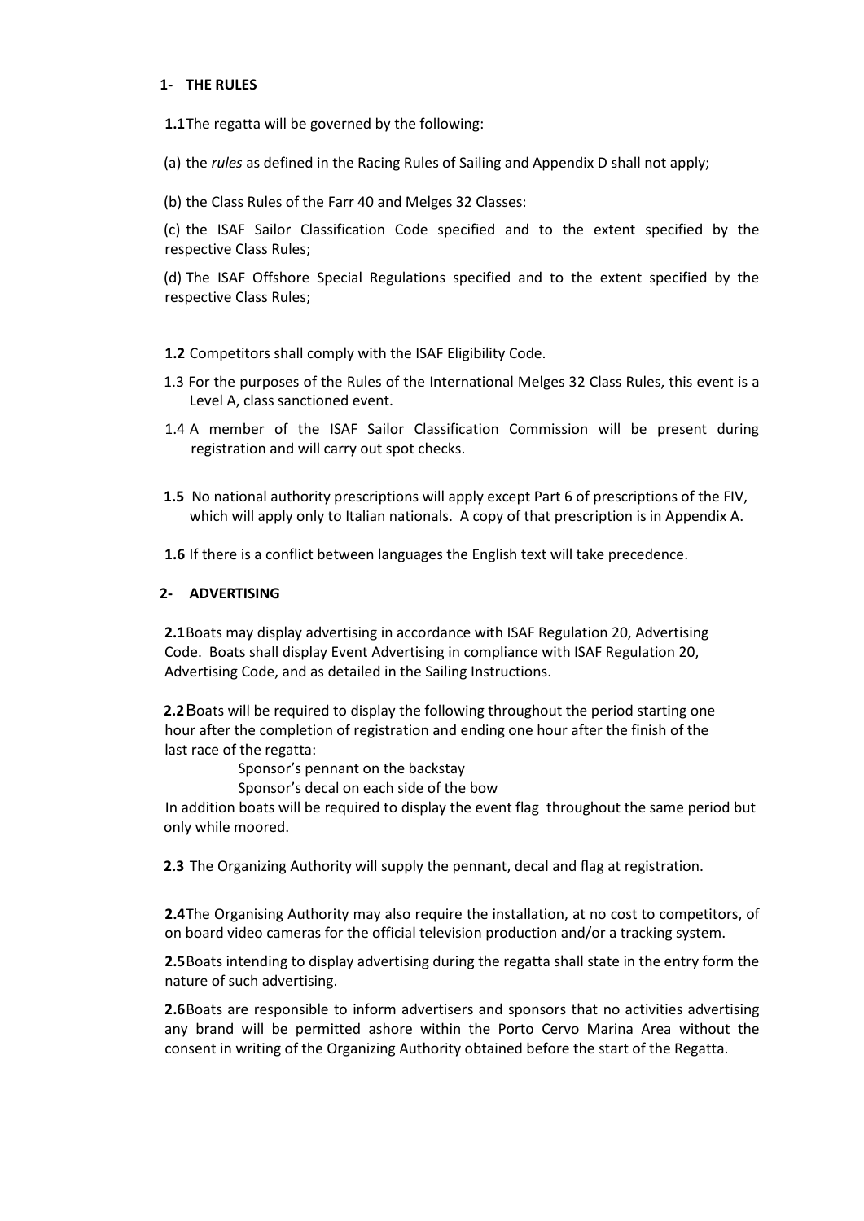## 1- THE RULES

**1.1** The regatta will be governed by the following:

(a) the *rules* as defined in the Racing Rules of Sailing and Appendix D shall not apply;

(b) the Class Rules of the Farr 40 and Melges 32 Classes:

(c) the ISAF Sailor Classification Code specified and to the extent specified by the respective Class Rules;

(d) The ISAF Offshore Special Regulations specified and to the extent specified by the respective Class Rules;

**1.2** Competitors shall comply with the ISAF Eligibility Code.

1.3 For the purposes of the Rules of the International Melges 32 Class Rules, this event is a Level A, class sanctioned event.

1.4 A member of the ISAF Sailor Classification Commission will be present during registration and will carry out spot checks.

**1.5** No national authority prescriptions will apply except Part 6 of prescriptions of the FIV, which will apply only to Italian nationals. A copy of that prescription is in Appendix A.

**1.6** If there is a conflict between languages the English text will take precedence.

## 2- ADVERTISING

**2.1** Boats may display advertising in accordance with ISAF Regulation 20, Advertising Code. Boats shall display Event Advertising in compliance with ISAF Regulation 20, Advertising Code, and as detailed in the Sailing Instructions.

**2.2** Boats will be required to display the following throughout the period starting one hour after the completion of registration and ending one hour after the finish of the last race of the regatta:

Sponsor's pennant on the backstay
Sponsor's decal on each side of the bow

In addition boats will be required to display the event flag throughout the same period but only while moored.

**2.3** The Organizing Authority will supply the pennant, decal and flag at registration.

**2.4** The Organising Authority may also require the installation, at no cost to competitors, of on board video cameras for the official television production and/or a tracking system.

**2.5** Boats intending to display advertising during the regatta shall state in the entry form the nature of such advertising.

**2.6** Boats are responsible to inform advertisers and sponsors that no activities advertising any brand will be permitted ashore within the Porto Cervo Marina Area without the consent in writing of the Organizing Authority obtained before the start of the Regatta.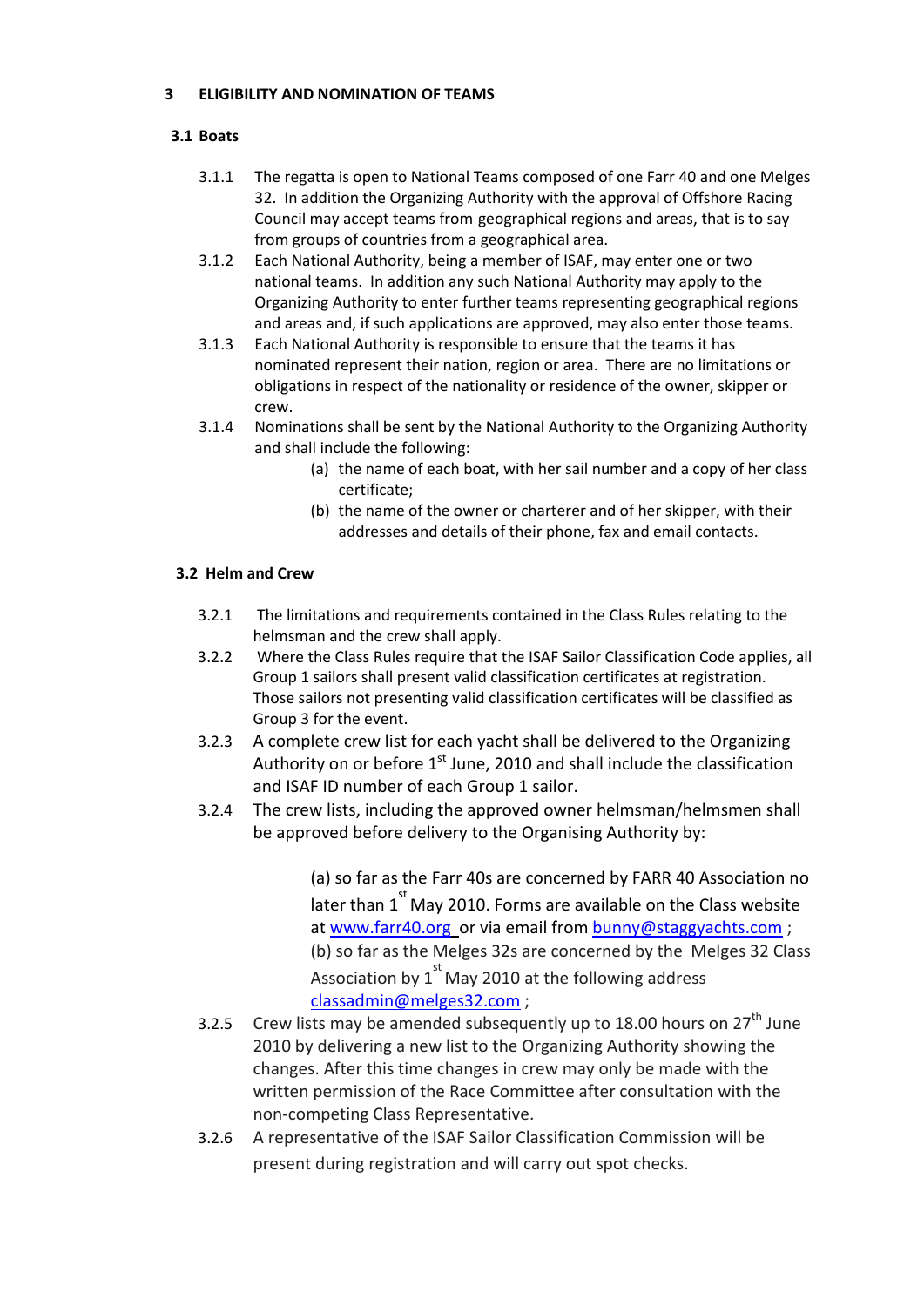## 3 ELIGIBILITY AND NOMINATION OF TEAMS

### 3.1 Boats

3.1.1 The regatta is open to National Teams composed of one Farr 40 and one Melges 32. In addition the Organizing Authority with the approval of Offshore Racing Council may accept teams from geographical regions and areas, that is to say from groups of countries from a geographical area.

3.1.2 Each National Authority, being a member of ISAF, may enter one or two national teams. In addition any such National Authority may apply to the Organizing Authority to enter further teams representing geographical regions and areas and, if such applications are approved, may also enter those teams.

3.1.3 Each National Authority is responsible to ensure that the teams it has nominated represent their nation, region or area. There are no limitations or obligations in respect of the nationality or residence of the owner, skipper or crew.

3.1.4 Nominations shall be sent by the National Authority to the Organizing Authority and shall include the following:

- (a) the name of each boat, with her sail number and a copy of her class certificate;
- (b) the name of the owner or charterer and of her skipper, with their addresses and details of their phone, fax and email contacts.

### 3.2 Helm and Crew

3.2.1 The limitations and requirements contained in the Class Rules relating to the helmsman and the crew shall apply.

3.2.2 Where the Class Rules require that the ISAF Sailor Classification Code applies, all Group 1 sailors shall present valid classification certificates at registration. Those sailors not presenting valid classification certificates will be classified as Group 3 for the event.

3.2.3 A complete crew list for each yacht shall be delivered to the Organizing Authority on or before 1st June, 2010 and shall include the classification and ISAF ID number of each Group 1 sailor.

3.2.4 The crew lists, including the approved owner helmsman/helmsmen shall be approved before delivery to the Organising Authority by:

- (a) so far as the Farr 40s are concerned by FARR 40 Association no later than 1st May 2010. Forms are available on the Class website at www.farr40.org or via email from bunny@staggyachts.com ;
- (b) so far as the Melges 32s are concerned by the Melges 32 Class Association by 1st May 2010 at the following address classadmin@melges32.com ;

3.2.5 Crew lists may be amended subsequently up to 18.00 hours on 27th June 2010 by delivering a new list to the Organizing Authority showing the changes. After this time changes in crew may only be made with the written permission of the Race Committee after consultation with the non-competing Class Representative.

3.2.6 A representative of the ISAF Sailor Classification Commission will be present during registration and will carry out spot checks.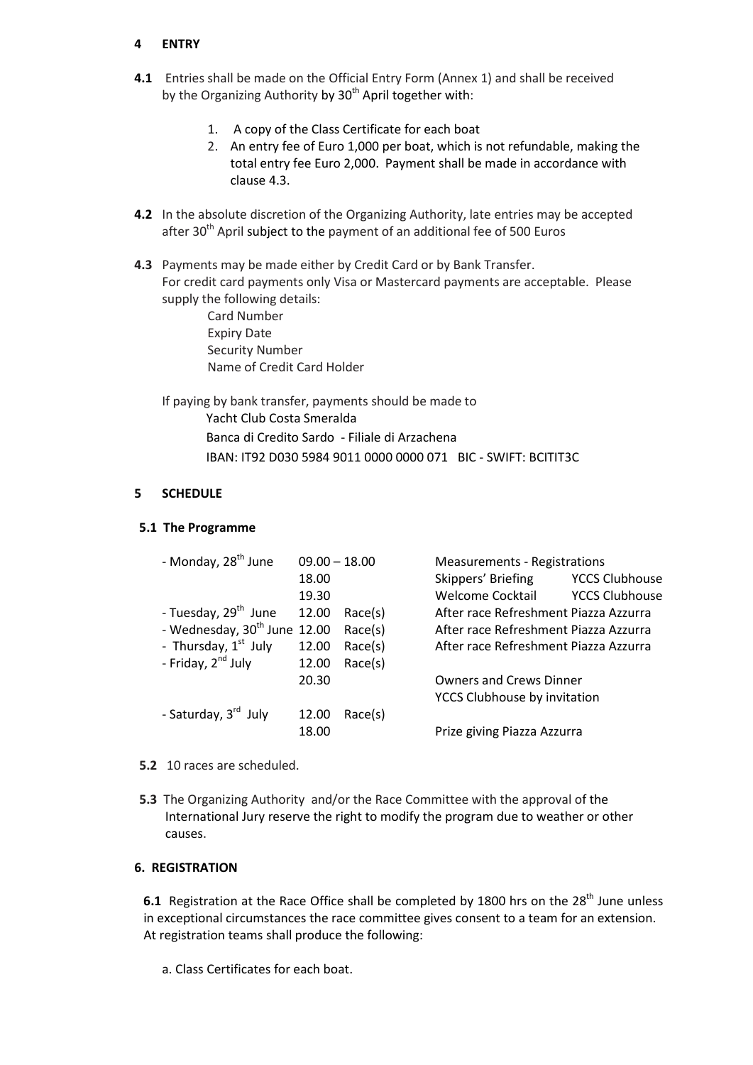## 4 ENTRY

**4.1** Entries shall be made on the Official Entry Form (Annex 1) and shall be received by the Organizing Authority by 30th April together with:

1. A copy of the Class Certificate for each boat
2. An entry fee of Euro 1,000 per boat, which is not refundable, making the total entry fee Euro 2,000. Payment shall be made in accordance with clause 4.3.

**4.2** In the absolute discretion of the Organizing Authority, late entries may be accepted after 30th April subject to the payment of an additional fee of 500 Euros

**4.3** Payments may be made either by Credit Card or by Bank Transfer.
For credit card payments only Visa or Mastercard payments are acceptable. Please supply the following details:

Card Number
Expiry Date
Security Number
Name of Credit Card Holder

If paying by bank transfer, payments should be made to

Yacht Club Costa Smeralda
Banca di Credito Sardo - Filiale di Arzachena
IBAN: IT92 D030 5984 9011 0000 0000 071 BIC - SWIFT: BCITIT3C

## 5 SCHEDULE

### 5.1 The Programme

| Day | Time | | Event | Location |
|---|---|---|---|---|
| - Monday, 28th June | 09.00 – 18.00 | | Measurements - Registrations | |
| | 18.00 | | Skippers' Briefing | YCCS Clubhouse |
| | 19.30 | | Welcome Cocktail | YCCS Clubhouse |
| - Tuesday, 29th June | 12.00 | Race(s) | After race Refreshment Piazza Azzurra | |
| - Wednesday, 30th June | 12.00 | Race(s) | After race Refreshment Piazza Azzurra | |
| - Thursday, 1st July | 12.00 | Race(s) | After race Refreshment Piazza Azzurra | |
| - Friday, 2nd July | 12.00 | Race(s) | | |
| | 20.30 | | Owners and Crews Dinner YCCS Clubhouse by invitation | |
| - Saturday, 3rd July | 12.00 | Race(s) | | |
| | 18.00 | | Prize giving Piazza Azzurra | |

**5.2** 10 races are scheduled.

**5.3** The Organizing Authority and/or the Race Committee with the approval of the International Jury reserve the right to modify the program due to weather or other causes.

## 6. REGISTRATION

**6.1** Registration at the Race Office shall be completed by 1800 hrs on the 28th June unless in exceptional circumstances the race committee gives consent to a team for an extension. At registration teams shall produce the following:

a. Class Certificates for each boat.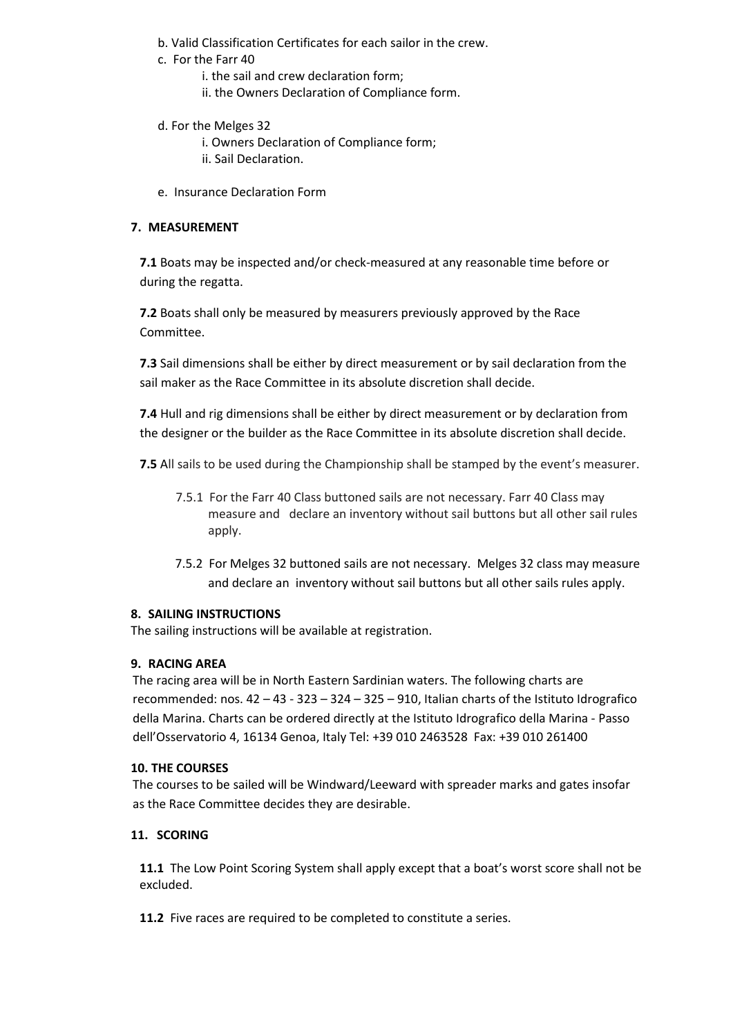b. Valid Classification Certificates for each sailor in the crew.

c. For the Farr 40

   i. the sail and crew declaration form;

   ii. the Owners Declaration of Compliance form.

d. For the Melges 32

   i. Owners Declaration of Compliance form;

   ii. Sail Declaration.

e. Insurance Declaration Form

## 7. MEASUREMENT

**7.1** Boats may be inspected and/or check-measured at any reasonable time before or during the regatta.

**7.2** Boats shall only be measured by measurers previously approved by the Race Committee.

**7.3** Sail dimensions shall be either by direct measurement or by sail declaration from the sail maker as the Race Committee in its absolute discretion shall decide.

**7.4** Hull and rig dimensions shall be either by direct measurement or by declaration from the designer or the builder as the Race Committee in its absolute discretion shall decide.

**7.5** All sails to be used during the Championship shall be stamped by the event's measurer.

7.5.1 For the Farr 40 Class buttoned sails are not necessary. Farr 40 Class may measure and declare an inventory without sail buttons but all other sail rules apply.

7.5.2 For Melges 32 buttoned sails are not necessary. Melges 32 class may measure and declare an inventory without sail buttons but all other sails rules apply.

## 8. SAILING INSTRUCTIONS

The sailing instructions will be available at registration.

## 9. RACING AREA

The racing area will be in North Eastern Sardinian waters. The following charts are recommended: nos. 42 – 43 - 323 – 324 – 325 – 910, Italian charts of the Istituto Idrografico della Marina. Charts can be ordered directly at the Istituto Idrografico della Marina - Passo dell'Osservatorio 4, 16134 Genoa, Italy Tel: +39 010 2463528 Fax: +39 010 261400

## 10. THE COURSES

The courses to be sailed will be Windward/Leeward with spreader marks and gates insofar as the Race Committee decides they are desirable.

## 11. SCORING

**11.1** The Low Point Scoring System shall apply except that a boat's worst score shall not be excluded.

**11.2** Five races are required to be completed to constitute a series.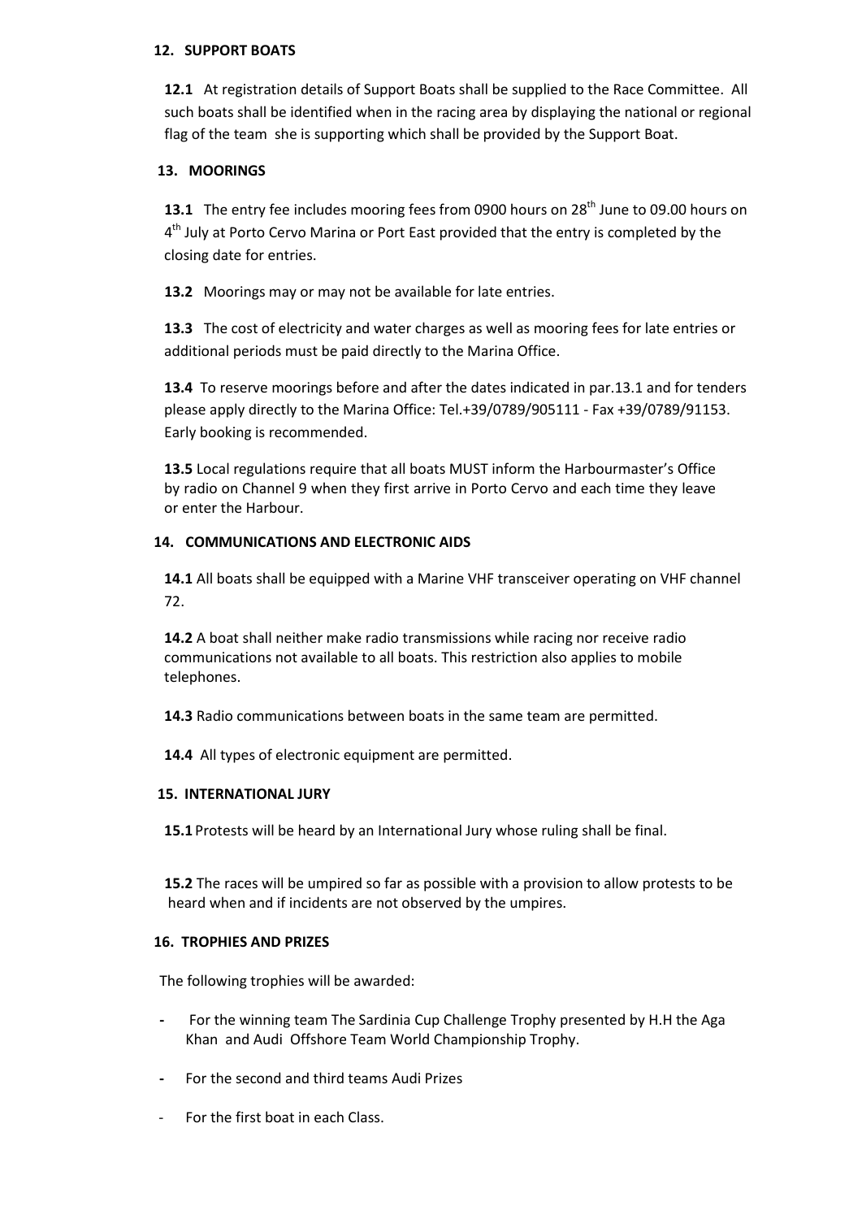## 12. SUPPORT BOATS

**12.1** At registration details of Support Boats shall be supplied to the Race Committee. All such boats shall be identified when in the racing area by displaying the national or regional flag of the team she is supporting which shall be provided by the Support Boat.

## 13. MOORINGS

**13.1** The entry fee includes mooring fees from 0900 hours on 28th June to 09.00 hours on 4th July at Porto Cervo Marina or Port East provided that the entry is completed by the closing date for entries.

**13.2** Moorings may or may not be available for late entries.

**13.3** The cost of electricity and water charges as well as mooring fees for late entries or additional periods must be paid directly to the Marina Office.

**13.4** To reserve moorings before and after the dates indicated in par.13.1 and for tenders please apply directly to the Marina Office: Tel.+39/0789/905111 - Fax +39/0789/91153. Early booking is recommended.

**13.5** Local regulations require that all boats MUST inform the Harbourmaster's Office by radio on Channel 9 when they first arrive in Porto Cervo and each time they leave or enter the Harbour.

## 14. COMMUNICATIONS AND ELECTRONIC AIDS

**14.1** All boats shall be equipped with a Marine VHF transceiver operating on VHF channel 72.

**14.2** A boat shall neither make radio transmissions while racing nor receive radio communications not available to all boats. This restriction also applies to mobile telephones.

**14.3** Radio communications between boats in the same team are permitted.

**14.4** All types of electronic equipment are permitted.

## 15. INTERNATIONAL JURY

**15.1** Protests will be heard by an International Jury whose ruling shall be final.

**15.2** The races will be umpired so far as possible with a provision to allow protests to be heard when and if incidents are not observed by the umpires.

## 16. TROPHIES AND PRIZES

The following trophies will be awarded:

- For the winning team The Sardinia Cup Challenge Trophy presented by H.H the Aga Khan and Audi Offshore Team World Championship Trophy.
- For the second and third teams Audi Prizes
- For the first boat in each Class.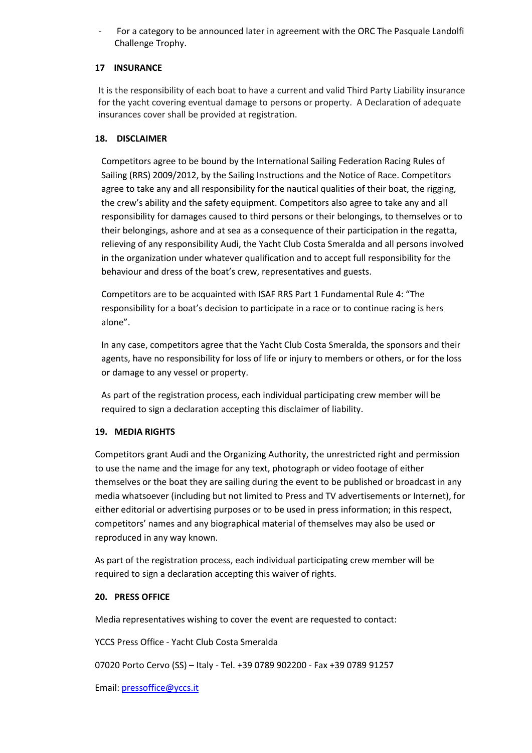- For a category to be announced later in agreement with the ORC The Pasquale Landolfi Challenge Trophy.

## 17 INSURANCE

It is the responsibility of each boat to have a current and valid Third Party Liability insurance for the yacht covering eventual damage to persons or property. A Declaration of adequate insurances cover shall be provided at registration.

## 18. DISCLAIMER

Competitors agree to be bound by the International Sailing Federation Racing Rules of Sailing (RRS) 2009/2012, by the Sailing Instructions and the Notice of Race. Competitors agree to take any and all responsibility for the nautical qualities of their boat, the rigging, the crew's ability and the safety equipment. Competitors also agree to take any and all responsibility for damages caused to third persons or their belongings, to themselves or to their belongings, ashore and at sea as a consequence of their participation in the regatta, relieving of any responsibility Audi, the Yacht Club Costa Smeralda and all persons involved in the organization under whatever qualification and to accept full responsibility for the behaviour and dress of the boat's crew, representatives and guests.

Competitors are to be acquainted with ISAF RRS Part 1 Fundamental Rule 4: "The responsibility for a boat's decision to participate in a race or to continue racing is hers alone".

In any case, competitors agree that the Yacht Club Costa Smeralda, the sponsors and their agents, have no responsibility for loss of life or injury to members or others, or for the loss or damage to any vessel or property.

As part of the registration process, each individual participating crew member will be required to sign a declaration accepting this disclaimer of liability.

## 19. MEDIA RIGHTS

Competitors grant Audi and the Organizing Authority, the unrestricted right and permission to use the name and the image for any text, photograph or video footage of either themselves or the boat they are sailing during the event to be published or broadcast in any media whatsoever (including but not limited to Press and TV advertisements or Internet), for either editorial or advertising purposes or to be used in press information; in this respect, competitors' names and any biographical material of themselves may also be used or reproduced in any way known.

As part of the registration process, each individual participating crew member will be required to sign a declaration accepting this waiver of rights.

## 20. PRESS OFFICE

Media representatives wishing to cover the event are requested to contact:

YCCS Press Office - Yacht Club Costa Smeralda

07020 Porto Cervo (SS) – Italy - Tel. +39 0789 902200 - Fax +39 0789 91257

Email: pressoffice@yccs.it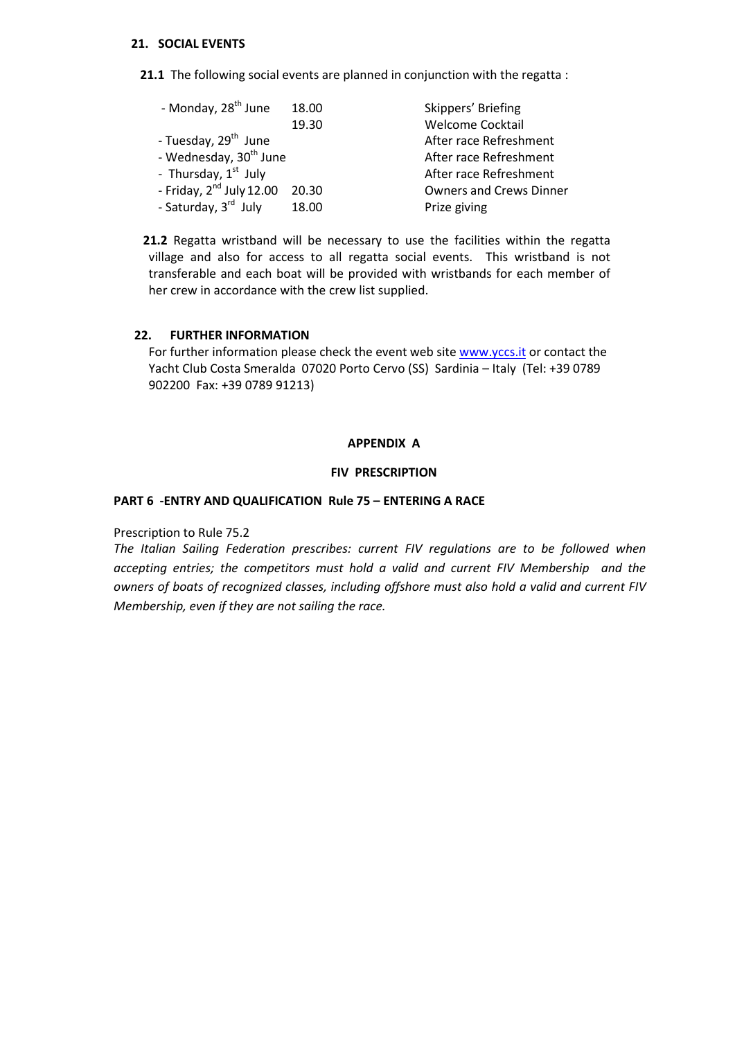## 21. SOCIAL EVENTS

**21.1** The following social events are planned in conjunction with the regatta :

| | | |
|---|---|---|
| - Monday, 28th June | 18.00 | Skippers' Briefing |
| | 19.30 | Welcome Cocktail |
| - Tuesday, 29th June | | After race Refreshment |
| - Wednesday, 30th June | | After race Refreshment |
| - Thursday, 1st July | | After race Refreshment |
| - Friday, 2nd July 12.00 | 20.30 | Owners and Crews Dinner |
| - Saturday, 3rd July | 18.00 | Prize giving |

**21.2** Regatta wristband will be necessary to use the facilities within the regatta village and also for access to all regatta social events. This wristband is not transferable and each boat will be provided with wristbands for each member of her crew in accordance with the crew list supplied.

## 22. FURTHER INFORMATION

For further information please check the event web site www.yccs.it or contact the Yacht Club Costa Smeralda 07020 Porto Cervo (SS) Sardinia – Italy (Tel: +39 0789 902200 Fax: +39 0789 91213)

## APPENDIX A

### FIV PRESCRIPTION

**PART 6 -ENTRY AND QUALIFICATION Rule 75 – ENTERING A RACE**

Prescription to Rule 75.2

*The Italian Sailing Federation prescribes: current FIV regulations are to be followed when accepting entries; the competitors must hold a valid and current FIV Membership and the owners of boats of recognized classes, including offshore must also hold a valid and current FIV Membership, even if they are not sailing the race.*